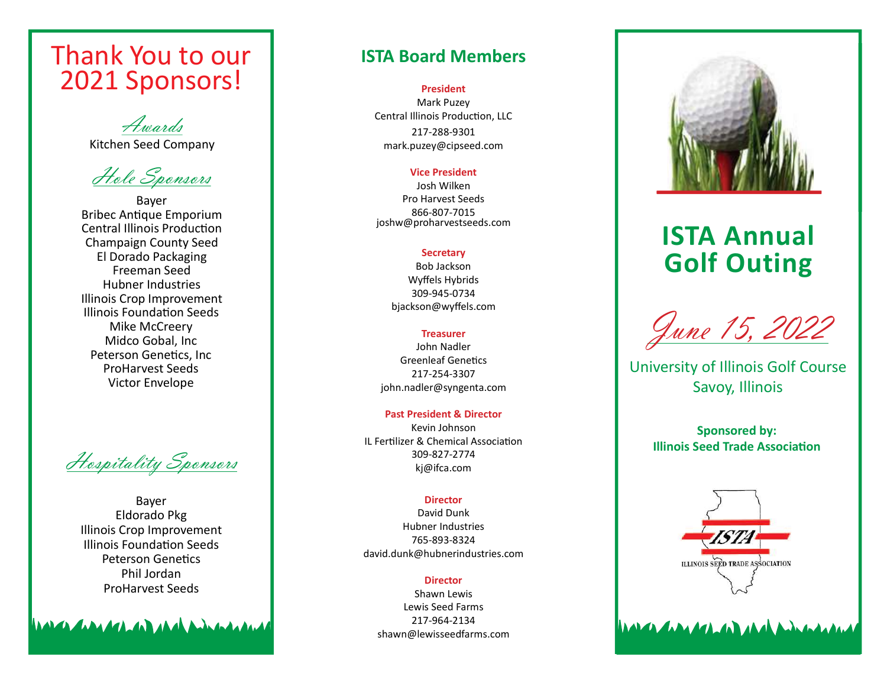# Thank You to our 2021 Sponsors!

### *Awards*

Kitchen Seed Company

### *Hole Sponsors*

Bayer
Bribec Antique Emporium
Central Illinois Production
Champaign County Seed
El Dorado Packaging
Freeman Seed
Hubner Industries
Illinois Crop Improvement
Illinois Foundation Seeds
Mike McCreery
Midco Gobal, Inc
Peterson Genetics, Inc
ProHarvest Seeds
Victor Envelope

### *Hospitality Sponsors*

Bayer
Eldorado Pkg
Illinois Crop Improvement
Illinois Foundation Seeds
Peterson Genetics
Phil Jordan
ProHarvest Seeds

## ISTA Board Members

**President**
Mark Puzey
Central Illinois Production, LLC
217-288-9301
mark.puzey@cipseed.com

**Vice President**
Josh Wilken
Pro Harvest Seeds
866-807-7015
joshw@proharvestseeds.com

**Secretary**
Bob Jackson
Wyffels Hybrids
309-945-0734
bjackson@wyffels.com

**Treasurer**
John Nadler
Greenleaf Genetics
217-254-3307
john.nadler@syngenta.com

**Past President & Director**
Kevin Johnson
IL Fertilizer & Chemical Association
309-827-2774
kj@ifca.com

**Director**
David Dunk
Hubner Industries
765-893-8324
david.dunk@hubnerindustries.com

**Director**
Shawn Lewis
Lewis Seed Farms
217-964-2134
shawn@lewisseedfarms.com

# ISTA Annual Golf Outing

*June 15, 2022*

University of Illinois Golf Course
Savoy, Illinois

**Sponsored by:**
**Illinois Seed Trade Association**

ISTA
ILLINOIS SEED TRADE ASSOCIATION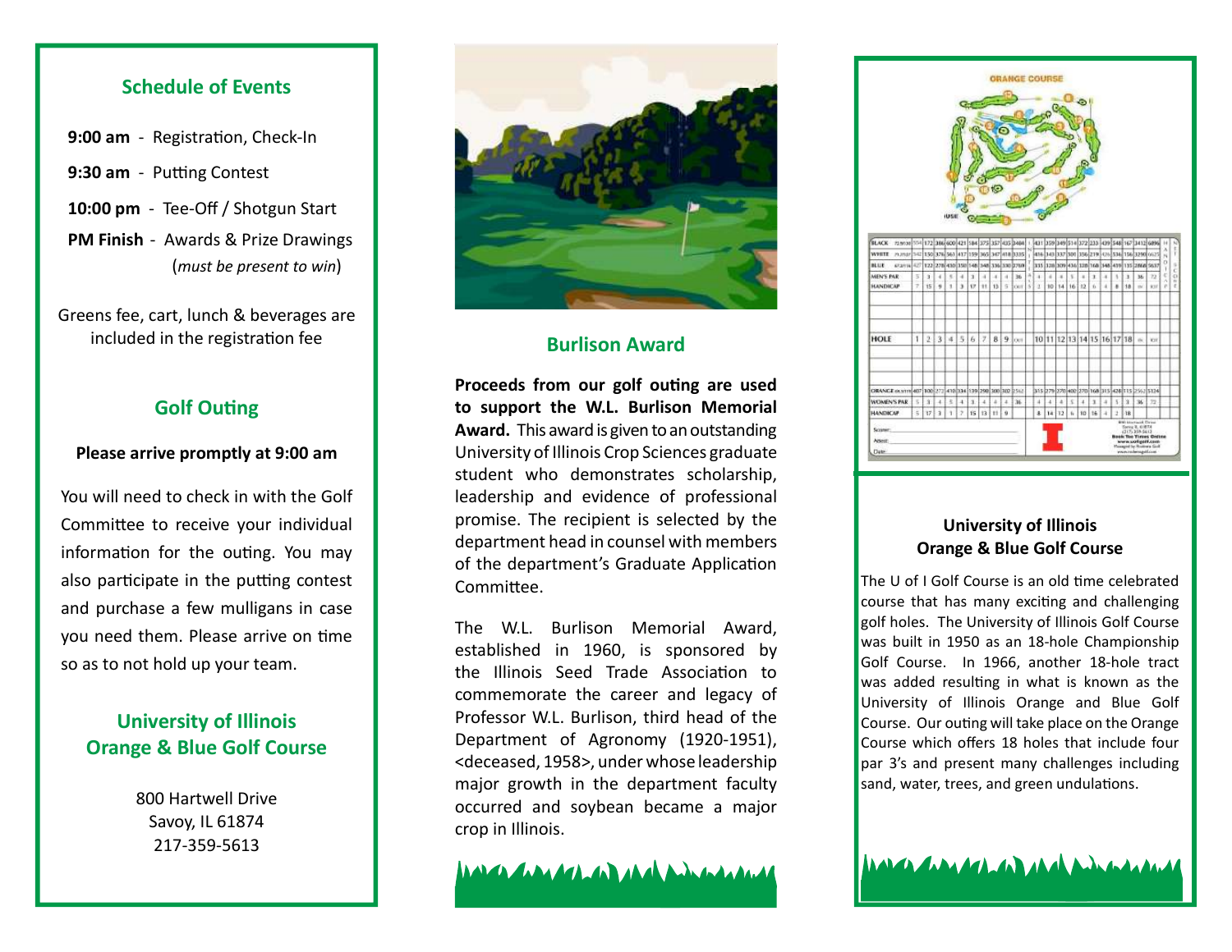## Schedule of Events

**9:00 am** - Registration, Check-In

**9:30 am** - Putting Contest

**10:00 pm** - Tee-Off / Shotgun Start

**PM Finish** - Awards & Prize Drawings (*must be present to win*)

Greens fee, cart, lunch & beverages are included in the registration fee

## Golf Outing

**Please arrive promptly at 9:00 am**

You will need to check in with the Golf Committee to receive your individual information for the outing. You may also participate in the putting contest and purchase a few mulligans in case you need them. Please arrive on time so as to not hold up your team.

## University of Illinois Orange & Blue Golf Course

800 Hartwell Drive
Savoy, IL 61874
217-359-5613

## Burlison Award

**Proceeds from our golf outing are used to support the W.L. Burlison Memorial Award.** This award is given to an outstanding University of Illinois Crop Sciences graduate student who demonstrates scholarship, leadership and evidence of professional promise. The recipient is selected by the department head in counsel with members of the department's Graduate Application Committee.

The W.L. Burlison Memorial Award, established in 1960, is sponsored by the Illinois Seed Trade Association to commemorate the career and legacy of Professor W.L. Burlison, third head of the Department of Agronomy (1920-1951), <deceased, 1958>, under whose leadership major growth in the department faculty occurred and soybean became a major crop in Illinois.

ORANGE COURSE

### University of Illinois Orange & Blue Golf Course

The U of I Golf Course is an old time celebrated course that has many exciting and challenging golf holes. The University of Illinois Golf Course was built in 1950 as an 18-hole Championship Golf Course. In 1966, another 18-hole tract was added resulting in what is known as the University of Illinois Orange and Blue Golf Course. Our outing will take place on the Orange Course which offers 18 holes that include four par 3's and present many challenges including sand, water, trees, and green undulations.